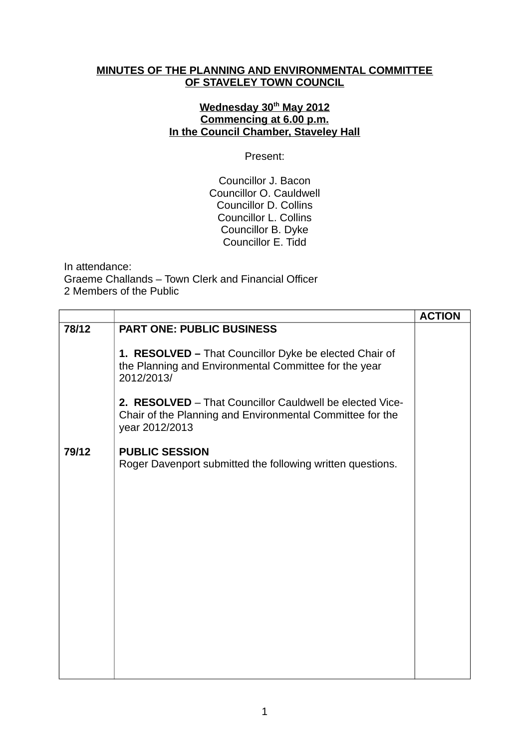**MINUTES OF THE PLANNING AND ENVIRONMENTAL COMMITTEE OF STAVELEY TOWN COUNCIL**

**Wednesday 30th May 2012**
**Commencing at 6.00 p.m.**
**In the Council Chamber, Staveley Hall**

Present:

Councillor J. Bacon
Councillor O. Cauldwell
Councillor D. Collins
Councillor L. Collins
Councillor B. Dyke
Councillor E. Tidd

In attendance:
Graeme Challands – Town Clerk and Financial Officer
2 Members of the Public

| | | **ACTION** |
|---|---|---|
| **78/12** | **PART ONE: PUBLIC BUSINESS**<br><br>**1. RESOLVED –** That Councillor Dyke be elected Chair of the Planning and Environmental Committee for the year 2012/2013/<br><br>**2. RESOLVED** – That Councillor Cauldwell be elected Vice-Chair of the Planning and Environmental Committee for the year 2012/2013 | |
| **79/12** | **PUBLIC SESSION**<br>Roger Davenport submitted the following written questions. | |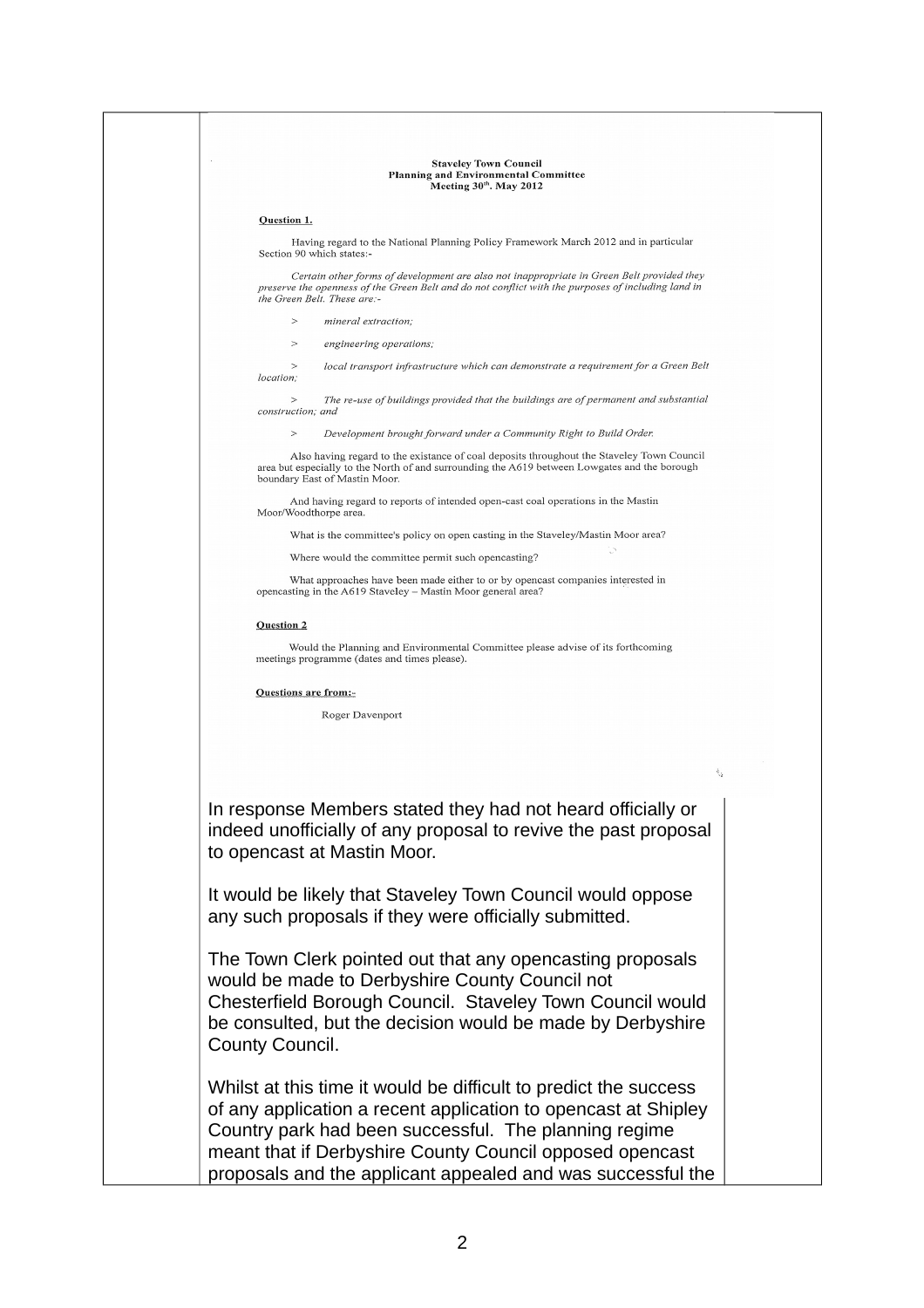**Staveley Town Council**
**Planning and Environmental Committee**
**Meeting 30th. May 2012**

**Question 1.**

Having regard to the National Planning Policy Framework March 2012 and in particular Section 90 which states:-

*Certain other forms of development are also not inappropriate in Green Belt provided they preserve the openness of the Green Belt and do not conflict with the purposes of including land in the Green Belt. These are:-*

> *mineral extraction;*

> *engineering operations;*

> *local transport infrastructure which can demonstrate a requirement for a Green Belt location;*

> *The re-use of buildings provided that the buildings are of permanent and substantial construction; and*

> *Development brought forward under a Community Right to Build Order.*

Also having regard to the existance of coal deposits throughout the Staveley Town Council area but especially to the North of and surrounding the A619 between Lowgates and the borough boundary East of Mastin Moor.

And having regard to reports of intended open-cast coal operations in the Mastin Moor/Woodthorpe area.

What is the committee's policy on open casting in the Staveley/Mastin Moor area?

Where would the committee permit such opencasting?

What approaches have been made either to or by opencast companies interested in opencasting in the A619 Staveley – Mastin Moor general area?

**Question 2**

Would the Planning and Environmental Committee please advise of its forthcoming meetings programme (dates and times please).

**Questions are from:-**

Roger Davenport

In response Members stated they had not heard officially or indeed unofficially of any proposal to revive the past proposal to opencast at Mastin Moor.

It would be likely that Staveley Town Council would oppose any such proposals if they were officially submitted.

The Town Clerk pointed out that any opencasting proposals would be made to Derbyshire County Council not Chesterfield Borough Council. Staveley Town Council would be consulted, but the decision would be made by Derbyshire County Council.

Whilst at this time it would be difficult to predict the success of any application a recent application to opencast at Shipley Country park had been successful. The planning regime meant that if Derbyshire County Council opposed opencast proposals and the applicant appealed and was successful the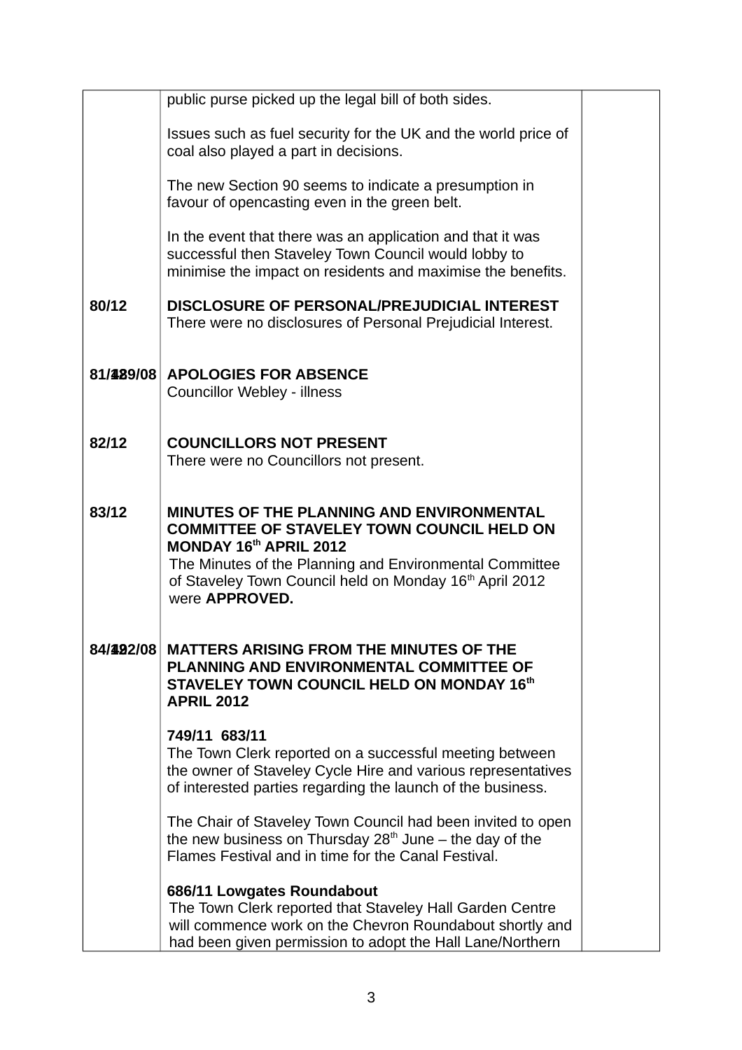| | | |
|---|---|---|
| | public purse picked up the legal bill of both sides.<br><br>Issues such as fuel security for the UK and the world price of coal also played a part in decisions.<br><br>The new Section 90 seems to indicate a presumption in favour of opencasting even in the green belt.<br><br>In the event that there was an application and that it was successful then Staveley Town Council would lobby to minimise the impact on residents and maximise the benefits. | |
| **80/12** | **DISCLOSURE OF PERSONAL/PREJUDICIAL INTEREST**<br>There were no disclosures of Personal Prejudicial Interest. | |
| **81/12** | **APOLOGIES FOR ABSENCE**<br>Councillor Webley - illness | |
| **82/12** | **COUNCILLORS NOT PRESENT**<br>There were no Councillors not present. | |
| **83/12** | **MINUTES OF THE PLANNING AND ENVIRONMENTAL COMMITTEE OF STAVELEY TOWN COUNCIL HELD ON MONDAY 16th APRIL 2012**<br>The Minutes of the Planning and Environmental Committee of Staveley Town Council held on Monday 16th April 2012 were **APPROVED.** | |
| **84/12** | **MATTERS ARISING FROM THE MINUTES OF THE PLANNING AND ENVIRONMENTAL COMMITTEE OF STAVELEY TOWN COUNCIL HELD ON MONDAY 16th APRIL 2012**<br><br>**749/11 683/11**<br>The Town Clerk reported on a successful meeting between the owner of Staveley Cycle Hire and various representatives of interested parties regarding the launch of the business.<br><br>The Chair of Staveley Town Council had been invited to open the new business on Thursday 28th June – the day of the Flames Festival and in time for the Canal Festival.<br><br>**686/11 Lowgates Roundabout**<br>The Town Clerk reported that Staveley Hall Garden Centre will commence work on the Chevron Roundabout shortly and had been given permission to adopt the Hall Lane/Northern | |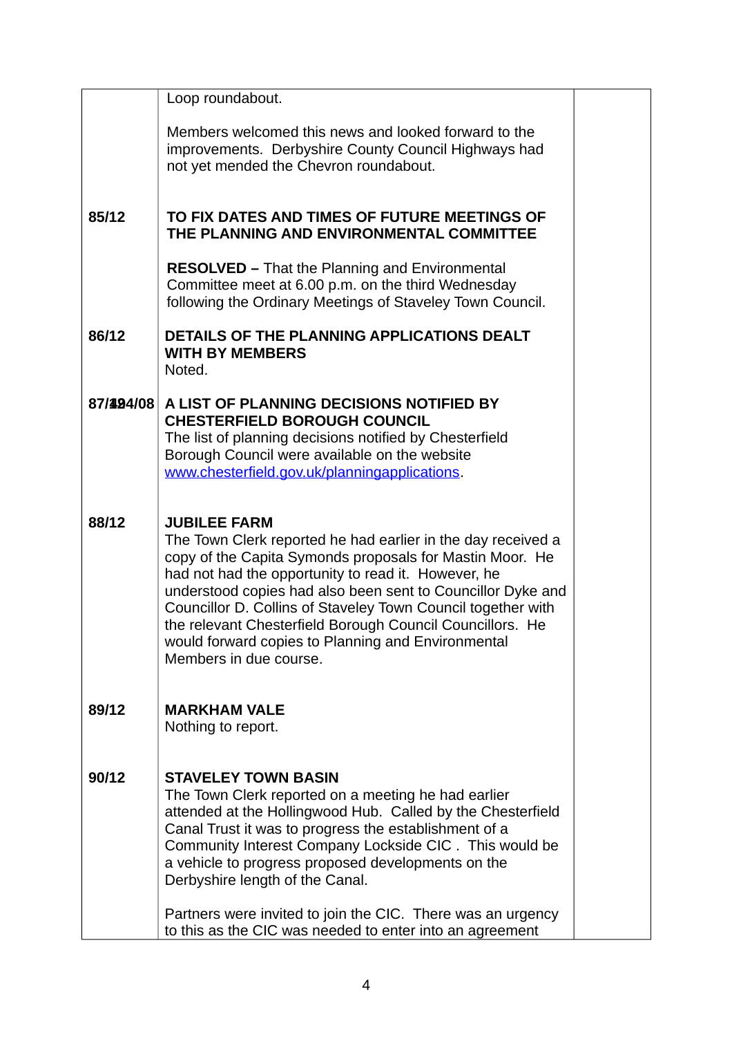| | | |
|---|---|---|
| | Loop roundabout.<br><br>Members welcomed this news and looked forward to the improvements. Derbyshire County Council Highways had not yet mended the Chevron roundabout. | |
| **85/12** | **TO FIX DATES AND TIMES OF FUTURE MEETINGS OF THE PLANNING AND ENVIRONMENTAL COMMITTEE**<br><br>**RESOLVED –** That the Planning and Environmental Committee meet at 6.00 p.m. on the third Wednesday following the Ordinary Meetings of Staveley Town Council. | |
| **86/12** | **DETAILS OF THE PLANNING APPLICATIONS DEALT WITH BY MEMBERS**<br>Noted. | |
| **87/124/08** | **A LIST OF PLANNING DECISIONS NOTIFIED BY CHESTERFIELD BOROUGH COUNCIL**<br>The list of planning decisions notified by Chesterfield Borough Council were available on the website [www.chesterfield.gov.uk/planningapplications](www.chesterfield.gov.uk/planningapplications). | |
| **88/12** | **JUBILEE FARM**<br>The Town Clerk reported he had earlier in the day received a copy of the Capita Symonds proposals for Mastin Moor. He had not had the opportunity to read it. However, he understood copies had also been sent to Councillor Dyke and Councillor D. Collins of Staveley Town Council together with the relevant Chesterfield Borough Council Councillors. He would forward copies to Planning and Environmental Members in due course. | |
| **89/12** | **MARKHAM VALE**<br>Nothing to report. | |
| **90/12** | **STAVELEY TOWN BASIN**<br>The Town Clerk reported on a meeting he had earlier attended at the Hollingwood Hub. Called by the Chesterfield Canal Trust it was to progress the establishment of a Community Interest Company Lockside CIC . This would be a vehicle to progress proposed developments on the Derbysthire length of the Canal.<br><br>Partners were invited to join the CIC. There was an urgency to this as the CIC was needed to enter into an agreement | |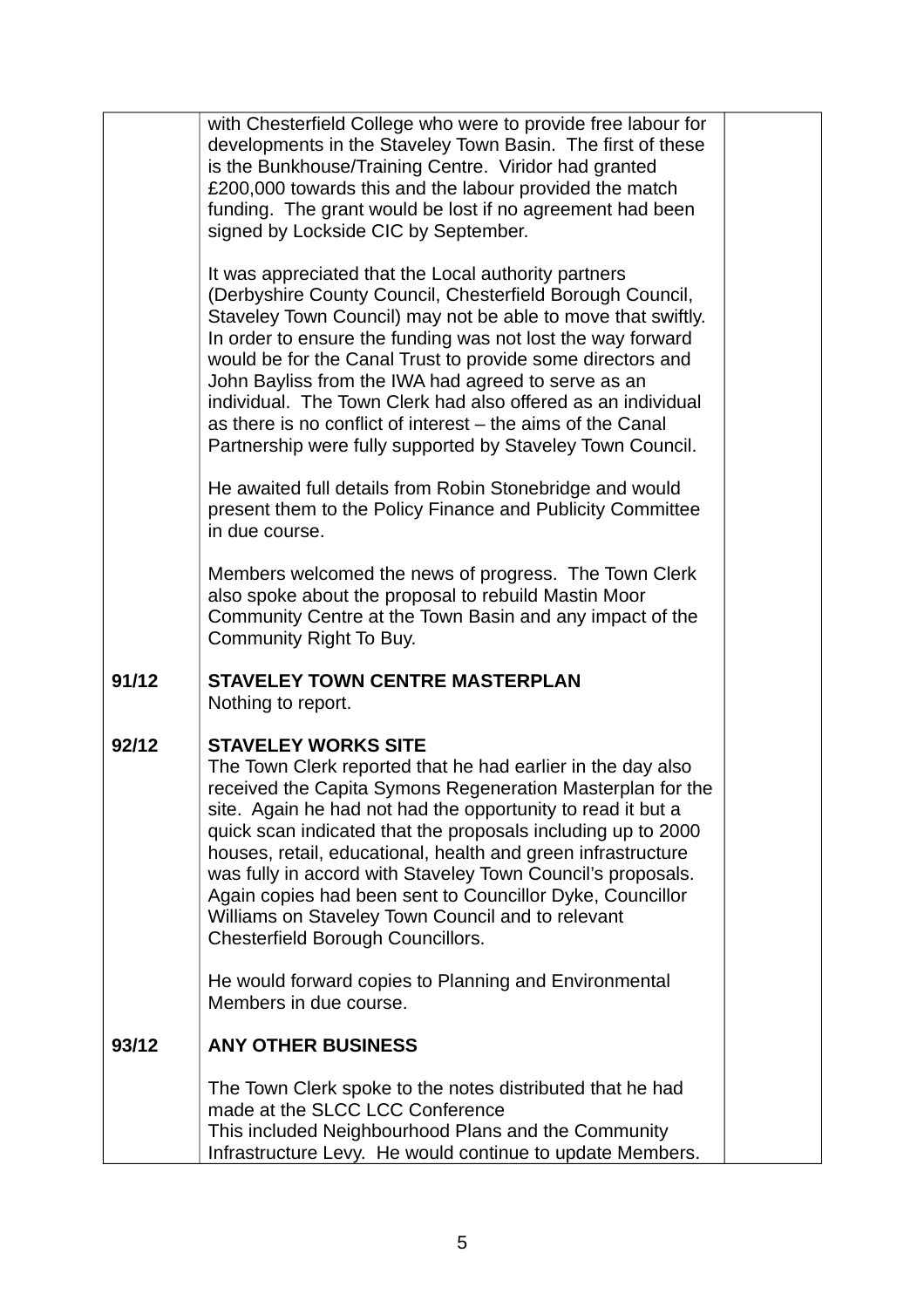| | | |
|---|---|---|
| | with Chesterfield College who were to provide free labour for developments in the Staveley Town Basin. The first of these is the Bunkhouse/Training Centre. Viridor had granted £200,000 towards this and the labour provided the match funding. The grant would be lost if no agreement had been signed by Lockside CIC by September.<br><br>It was appreciated that the Local authority partners (Derbyshire County Council, Chesterfield Borough Council, Staveley Town Council) may not be able to move that swiftly. In order to ensure the funding was not lost the way forward would be for the Canal Trust to provide some directors and John Bayliss from the IWA had agreed to serve as an individual. The Town Clerk had also offered as an individual as there is no conflict of interest – the aims of the Canal Partnership were fully supported by Staveley Town Council.<br><br>He awaited full details from Robin Stonebridge and would present them to the Policy Finance and Publicity Committee in due course.<br><br>Members welcomed the news of progress. The Town Clerk also spoke about the proposal to rebuild Mastin Moor Community Centre at the Town Basin and any impact of the Community Right To Buy. | |
| **91/12** | **STAVELEY TOWN CENTRE MASTERPLAN**<br>Nothing to report. | |
| **92/12** | **STAVELEY WORKS SITE**<br>The Town Clerk reported that he had earlier in the day also received the Capita Symons Regeneration Masterplan for the site. Again he had not had the opportunity to read it but a quick scan indicated that the proposals including up to 2000 houses, retail, educational, health and green infrastructure was fully in accord with Staveley Town Council's proposals. Again copies had been sent to Councillor Dyke, Councillor Williams on Staveley Town Council and to relevant Chesterfield Borough Councillors.<br><br>He would forward copies to Planning and Environmental Members in due course. | |
| **93/12** | **ANY OTHER BUSINESS**<br><br>The Town Clerk spoke to the notes distributed that he had made at the SLCC LCC Conference<br>This included Neighbourhood Plans and the Community Infrastructure Levy. He would continue to update Members. | |